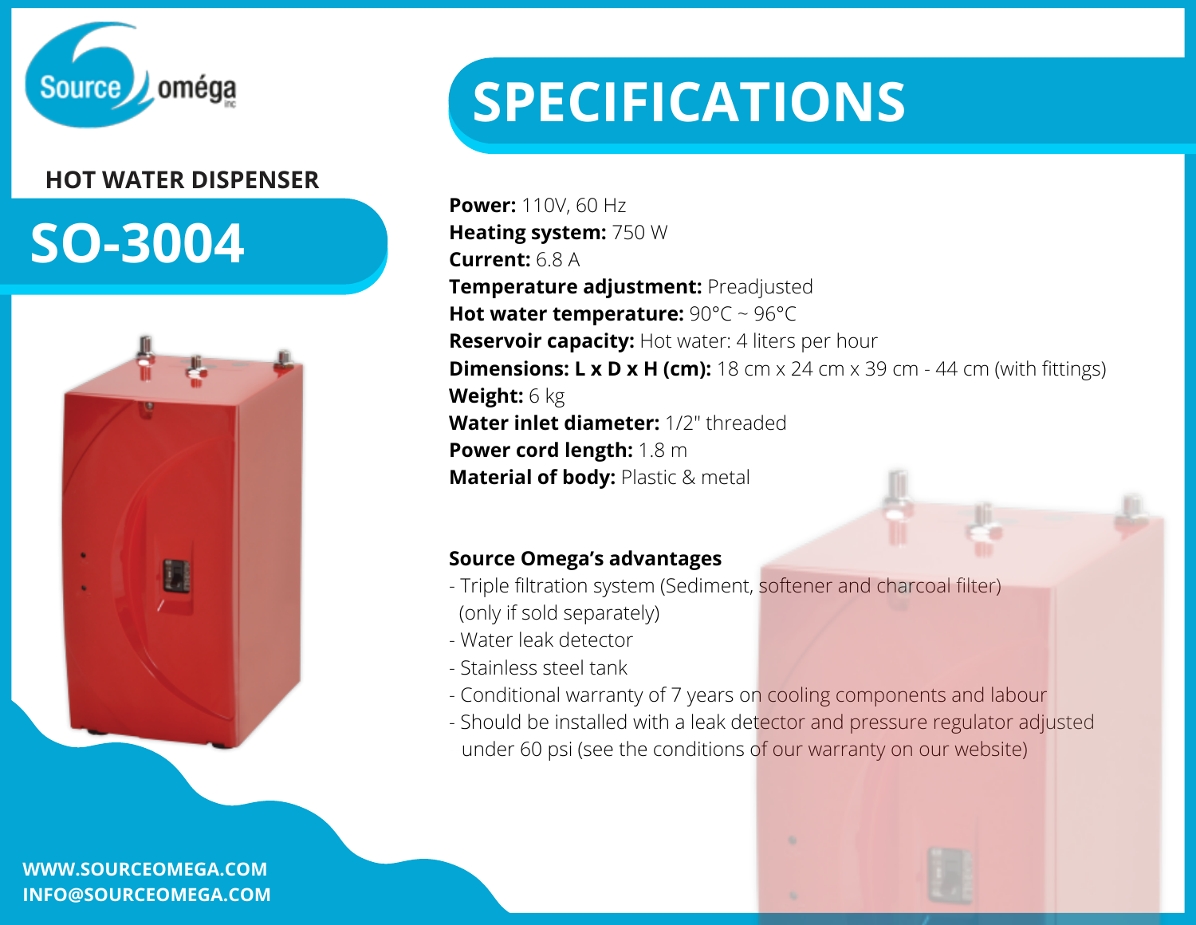Source omégа inc

HOT WATER DISPENSER

# SO-3004

# SPECIFICATIONS

**Power:** 110V, 60 Hz
**Heating system:** 750 W
**Current:** 6.8 A
**Temperature adjustment:** Preadjusted
**Hot water temperature:** 90°C ~ 96°C
**Reservoir capacity:** Hot water: 4 liters per hour
**Dimensions: L x D x H (cm):** 18 cm x 24 cm x 39 cm - 44 cm (with fittings)
**Weight:** 6 kg
**Water inlet diameter:** 1/2" threaded
**Power cord length:** 1.8 m
**Material of body:** Plastic & metal

**Source Omega's advantages**

- Triple filtration system (Sediment, softener and charcoal filter) (only if sold separately)
- Water leak detector
- Stainless steel tank
- Conditional warranty of 7 years on cooling components and labour
- Should be installed with a leak detector and pressure regulator adjusted under 60 psi (see the conditions of our warranty on our website)

WWW.SOURCEOMEGA.COM
INFO@SOURCEOMEGA.COM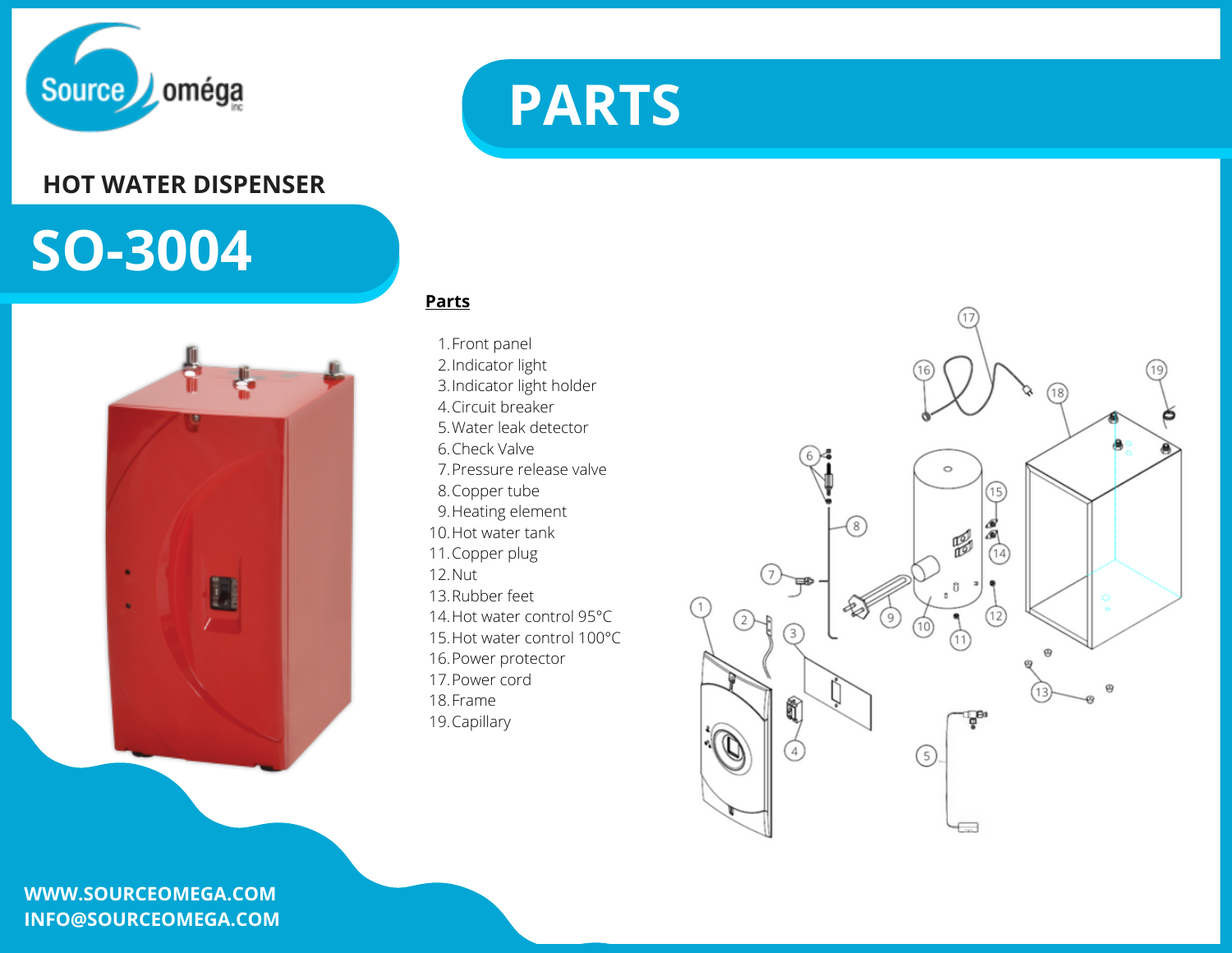# PARTS

## HOT WATER DISPENSER

# SO-3004

**Parts**

1. Front panel
2. Indicator light
3. Indicator light holder
4. Circuit breaker
5. Water leak detector
6. Check Valve
7. Pressure release valve
8. Copper tube
9. Heating element
10. Hot water tank
11. Copper plug
12. Nut
13. Rubber feet
14. Hot water control 95°C
15. Hot water control 100°C
16. Power protector
17. Power cord
18. Frame
19. Capillary

WWW.SOURCEOMEGA.COM
INFO@SOURCEOMEGA.COM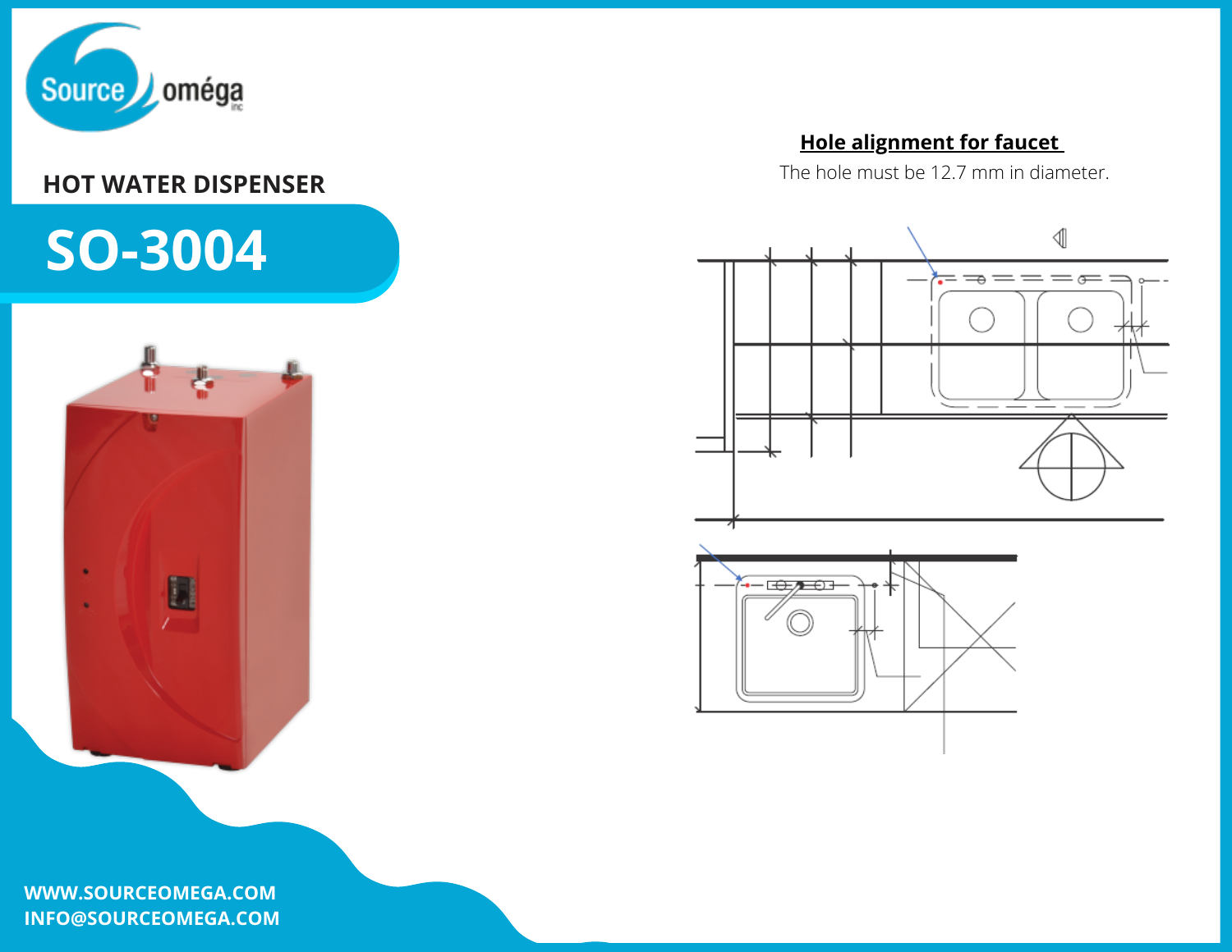HOT WATER DISPENSER

# SO-3004

## Hole alignment for faucet

The hole must be 12.7 mm in diameter.

WWW.SOURCEOMEGA.COM
INFO@SOURCEOMEGA.COM